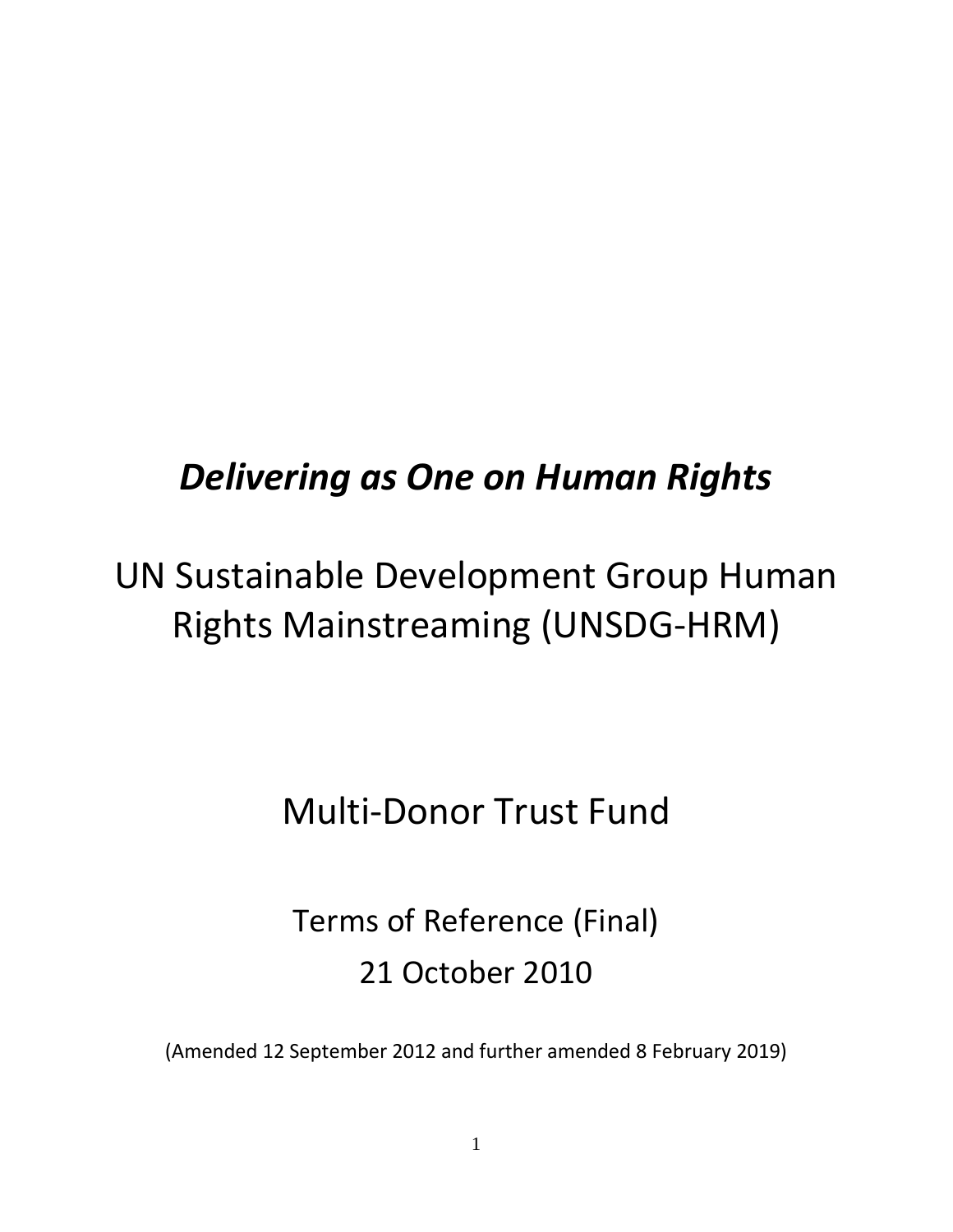# *Delivering as One on Human Rights*

## UN Sustainable Development Group Human Rights Mainstreaming (UNSDG-HRM)

## Multi-Donor Trust Fund

Terms of Reference (Final)

21 October 2010

(Amended 12 September 2012 and further amended 8 February 2019)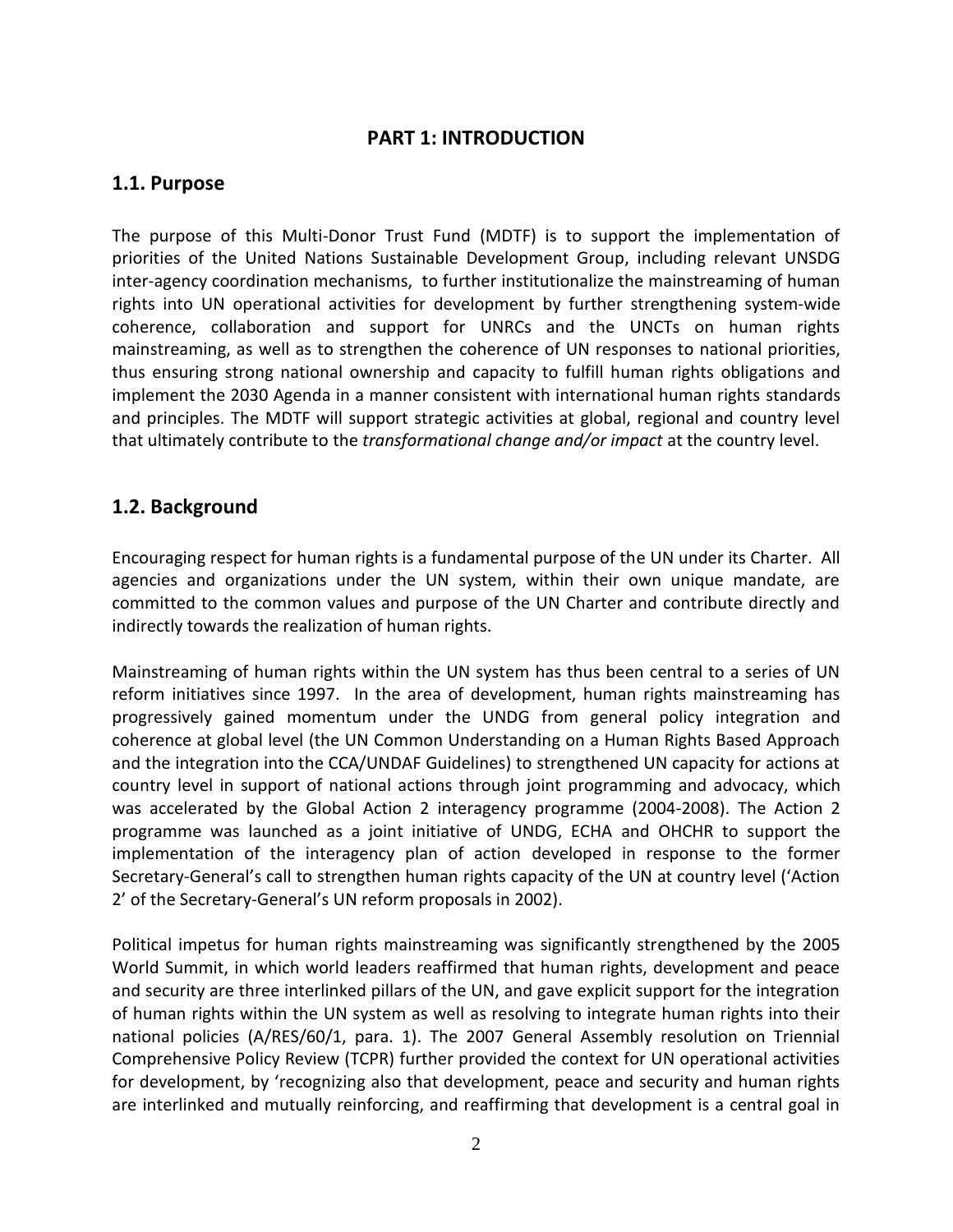# PART 1: INTRODUCTION

## 1.1. Purpose

The purpose of this Multi-Donor Trust Fund (MDTF) is to support the implementation of priorities of the United Nations Sustainable Development Group, including relevant UNSDG inter-agency coordination mechanisms, to further institutionalize the mainstreaming of human rights into UN operational activities for development by further strengthening system-wide coherence, collaboration and support for UNRCs and the UNCTs on human rights mainstreaming, as well as to strengthen the coherence of UN responses to national priorities, thus ensuring strong national ownership and capacity to fulfill human rights obligations and implement the 2030 Agenda in a manner consistent with international human rights standards and principles. The MDTF will support strategic activities at global, regional and country level that ultimately contribute to the *transformational change and/or impact* at the country level.

## 1.2. Background

Encouraging respect for human rights is a fundamental purpose of the UN under its Charter. All agencies and organizations under the UN system, within their own unique mandate, are committed to the common values and purpose of the UN Charter and contribute directly and indirectly towards the realization of human rights.

Mainstreaming of human rights within the UN system has thus been central to a series of UN reform initiatives since 1997. In the area of development, human rights mainstreaming has progressively gained momentum under the UNDG from general policy integration and coherence at global level (the UN Common Understanding on a Human Rights Based Approach and the integration into the CCA/UNDAF Guidelines) to strengthened UN capacity for actions at country level in support of national actions through joint programming and advocacy, which was accelerated by the Global Action 2 interagency programme (2004-2008). The Action 2 programme was launched as a joint initiative of UNDG, ECHA and OHCHR to support the implementation of the interagency plan of action developed in response to the former Secretary-General's call to strengthen human rights capacity of the UN at country level ('Action 2' of the Secretary-General's UN reform proposals in 2002).

Political impetus for human rights mainstreaming was significantly strengthened by the 2005 World Summit, in which world leaders reaffirmed that human rights, development and peace and security are three interlinked pillars of the UN, and gave explicit support for the integration of human rights within the UN system as well as resolving to integrate human rights into their national policies (A/RES/60/1, para. 1). The 2007 General Assembly resolution on Triennial Comprehensive Policy Review (TCPR) further provided the context for UN operational activities for development, by 'recognizing also that development, peace and security and human rights are interlinked and mutually reinforcing, and reaffirming that development is a central goal in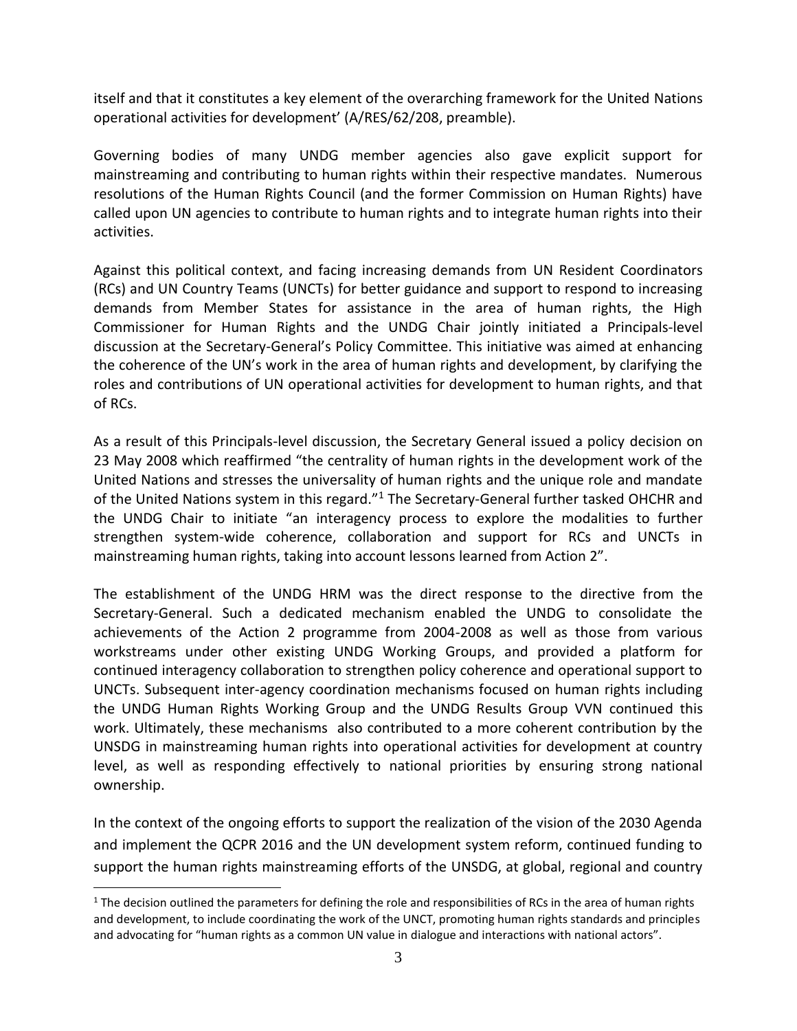itself and that it constitutes a key element of the overarching framework for the United Nations operational activities for development' (A/RES/62/208, preamble).

Governing bodies of many UNDG member agencies also gave explicit support for mainstreaming and contributing to human rights within their respective mandates. Numerous resolutions of the Human Rights Council (and the former Commission on Human Rights) have called upon UN agencies to contribute to human rights and to integrate human rights into their activities.

Against this political context, and facing increasing demands from UN Resident Coordinators (RCs) and UN Country Teams (UNCTs) for better guidance and support to respond to increasing demands from Member States for assistance in the area of human rights, the High Commissioner for Human Rights and the UNDG Chair jointly initiated a Principals-level discussion at the Secretary-General's Policy Committee. This initiative was aimed at enhancing the coherence of the UN's work in the area of human rights and development, by clarifying the roles and contributions of UN operational activities for development to human rights, and that of RCs.

As a result of this Principals-level discussion, the Secretary General issued a policy decision on 23 May 2008 which reaffirmed "the centrality of human rights in the development work of the United Nations and stresses the universality of human rights and the unique role and mandate of the United Nations system in this regard."[1] The Secretary-General further tasked OHCHR and the UNDG Chair to initiate "an interagency process to explore the modalities to further strengthen system-wide coherence, collaboration and support for RCs and UNCTs in mainstreaming human rights, taking into account lessons learned from Action 2".

The establishment of the UNDG HRM was the direct response to the directive from the Secretary-General. Such a dedicated mechanism enabled the UNDG to consolidate the achievements of the Action 2 programme from 2004-2008 as well as those from various workstreams under other existing UNDG Working Groups, and provided a platform for continued interagency collaboration to strengthen policy coherence and operational support to UNCTs. Subsequent inter-agency coordination mechanisms focused on human rights including the UNDG Human Rights Working Group and the UNDG Results Group VVN continued this work. Ultimately, these mechanisms also contributed to a more coherent contribution by the UNSDG in mainstreaming human rights into operational activities for development at country level, as well as responding effectively to national priorities by ensuring strong national ownership.

In the context of the ongoing efforts to support the realization of the vision of the 2030 Agenda and implement the QCPR 2016 and the UN development system reform, continued funding to support the human rights mainstreaming efforts of the UNSDG, at global, regional and country

[1] The decision outlined the parameters for defining the role and responsibilities of RCs in the area of human rights and development, to include coordinating the work of the UNCT, promoting human rights standards and principles and advocating for "human rights as a common UN value in dialogue and interactions with national actors".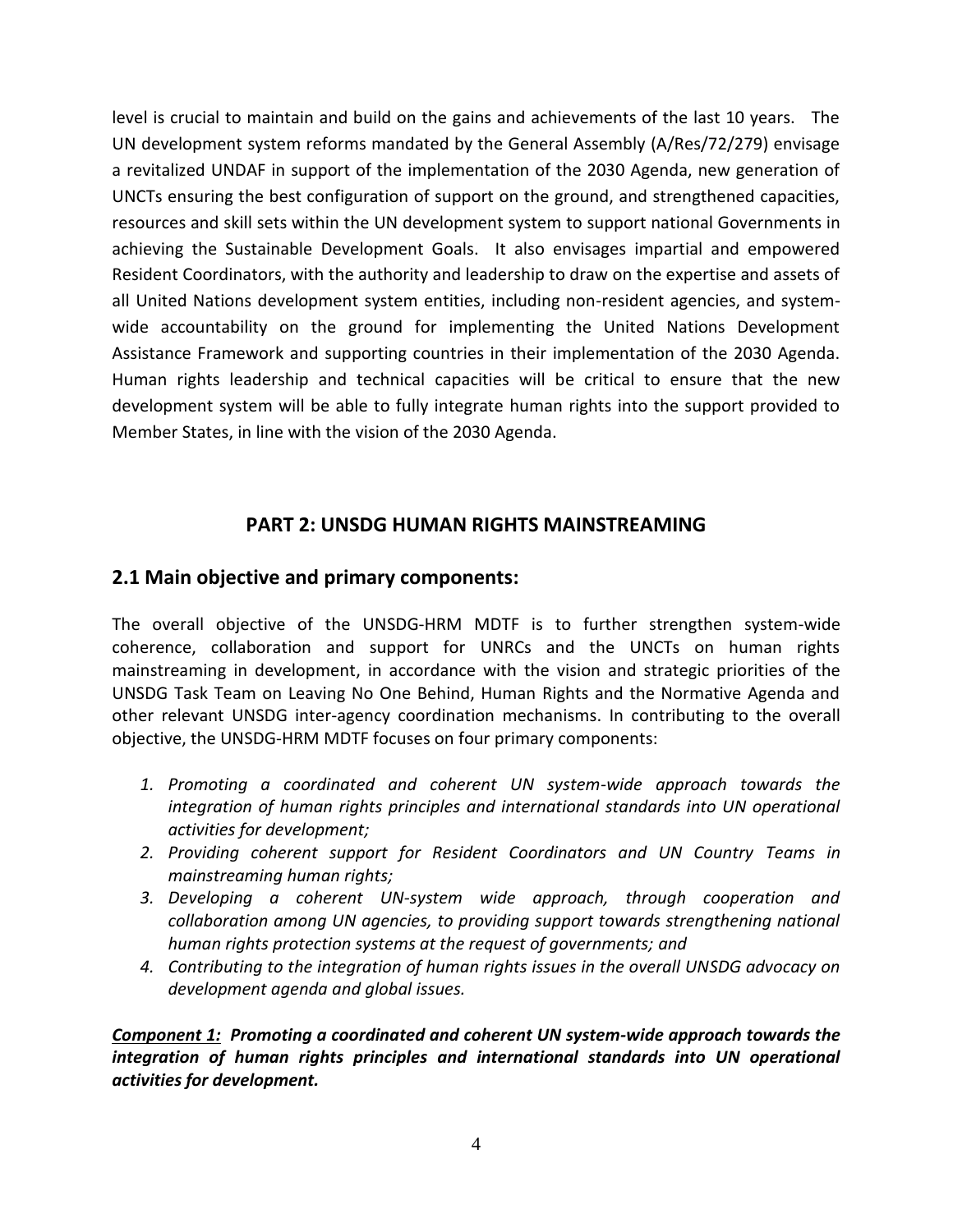level is crucial to maintain and build on the gains and achievements of the last 10 years. The UN development system reforms mandated by the General Assembly (A/Res/72/279) envisage a revitalized UNDAF in support of the implementation of the 2030 Agenda, new generation of UNCTs ensuring the best configuration of support on the ground, and strengthened capacities, resources and skill sets within the UN development system to support national Governments in achieving the Sustainable Development Goals. It also envisages impartial and empowered Resident Coordinators, with the authority and leadership to draw on the expertise and assets of all United Nations development system entities, including non-resident agencies, and system-wide accountability on the ground for implementing the United Nations Development Assistance Framework and supporting countries in their implementation of the 2030 Agenda. Human rights leadership and technical capacities will be critical to ensure that the new development system will be able to fully integrate human rights into the support provided to Member States, in line with the vision of the 2030 Agenda.

# PART 2: UNSDG HUMAN RIGHTS MAINSTREAMING

## 2.1 Main objective and primary components:

The overall objective of the UNSDG-HRM MDTF is to further strengthen system-wide coherence, collaboration and support for UNRCs and the UNCTs on human rights mainstreaming in development, in accordance with the vision and strategic priorities of the UNSDG Task Team on Leaving No One Behind, Human Rights and the Normative Agenda and other relevant UNSDG inter-agency coordination mechanisms. In contributing to the overall objective, the UNSDG-HRM MDTF focuses on four primary components:

1. *Promoting a coordinated and coherent UN system-wide approach towards the integration of human rights principles and international standards into UN operational activities for development;*
2. *Providing coherent support for Resident Coordinators and UN Country Teams in mainstreaming human rights;*
3. *Developing a coherent UN-system wide approach, through cooperation and collaboration among UN agencies, to providing support towards strengthening national human rights protection systems at the request of governments; and*
4. *Contributing to the integration of human rights issues in the overall UNSDG advocacy on development agenda and global issues.*

***Component 1:*** ***Promoting a coordinated and coherent UN system-wide approach towards the integration of human rights principles and international standards into UN operational activities for development.***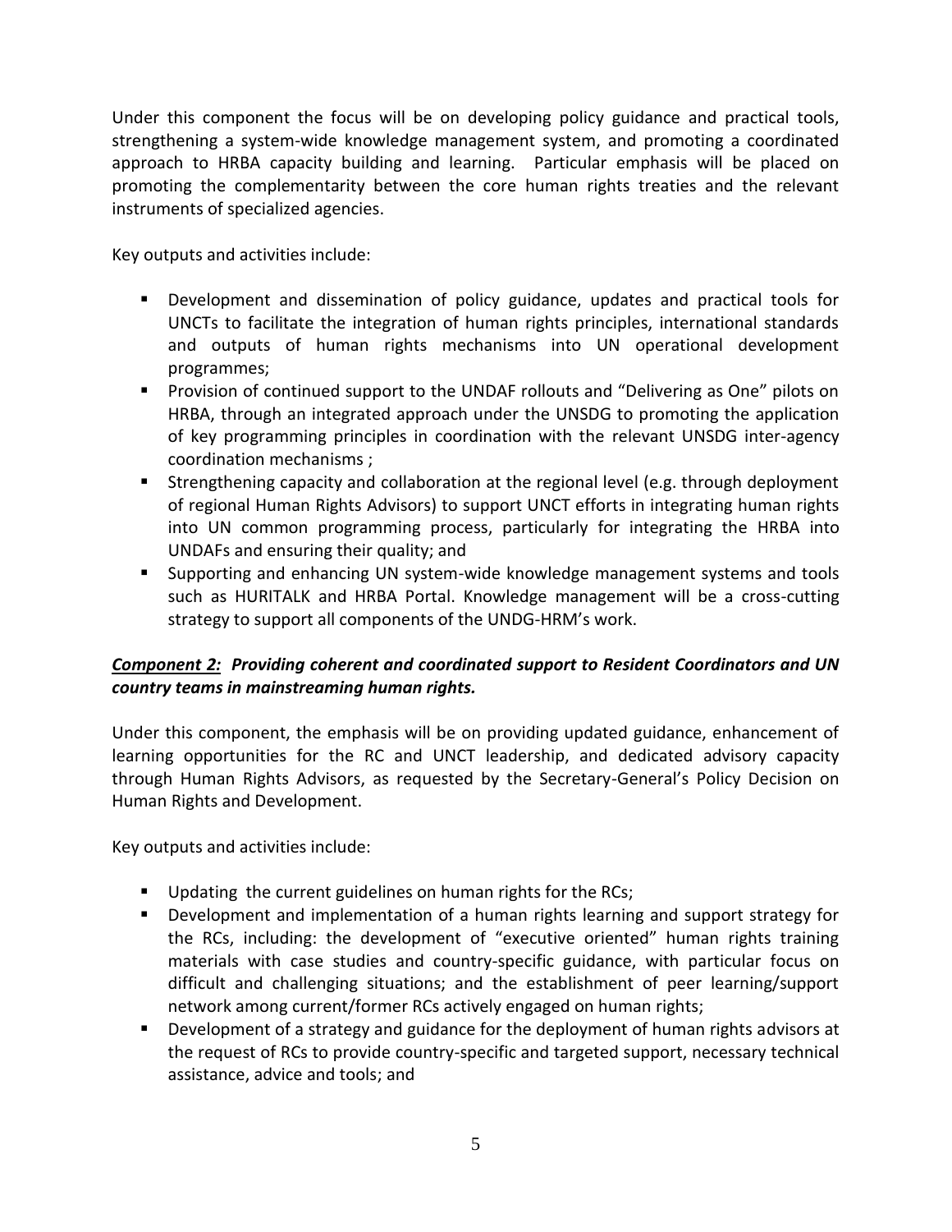Under this component the focus will be on developing policy guidance and practical tools, strengthening a system-wide knowledge management system, and promoting a coordinated approach to HRBA capacity building and learning. Particular emphasis will be placed on promoting the complementarity between the core human rights treaties and the relevant instruments of specialized agencies.

Key outputs and activities include:

- Development and dissemination of policy guidance, updates and practical tools for UNCTs to facilitate the integration of human rights principles, international standards and outputs of human rights mechanisms into UN operational development programmes;
- Provision of continued support to the UNDAF rollouts and "Delivering as One" pilots on HRBA, through an integrated approach under the UNSDG to promoting the application of key programming principles in coordination with the relevant UNSDG inter-agency coordination mechanisms ;
- Strengthening capacity and collaboration at the regional level (e.g. through deployment of regional Human Rights Advisors) to support UNCT efforts in integrating human rights into UN common programming process, particularly for integrating the HRBA into UNDAFs and ensuring their quality; and
- Supporting and enhancing UN system-wide knowledge management systems and tools such as HURITALK and HRBA Portal. Knowledge management will be a cross-cutting strategy to support all components of the UNDG-HRM's work.

***<u>Component 2:</u> Providing coherent and coordinated support to Resident Coordinators and UN country teams in mainstreaming human rights.***

Under this component, the emphasis will be on providing updated guidance, enhancement of learning opportunities for the RC and UNCT leadership, and dedicated advisory capacity through Human Rights Advisors, as requested by the Secretary-General's Policy Decision on Human Rights and Development.

Key outputs and activities include:

- Updating the current guidelines on human rights for the RCs;
- Development and implementation of a human rights learning and support strategy for the RCs, including: the development of "executive oriented" human rights training materials with case studies and country-specific guidance, with particular focus on difficult and challenging situations; and the establishment of peer learning/support network among current/former RCs actively engaged on human rights;
- Development of a strategy and guidance for the deployment of human rights advisors at the request of RCs to provide country-specific and targeted support, necessary technical assistance, advice and tools; and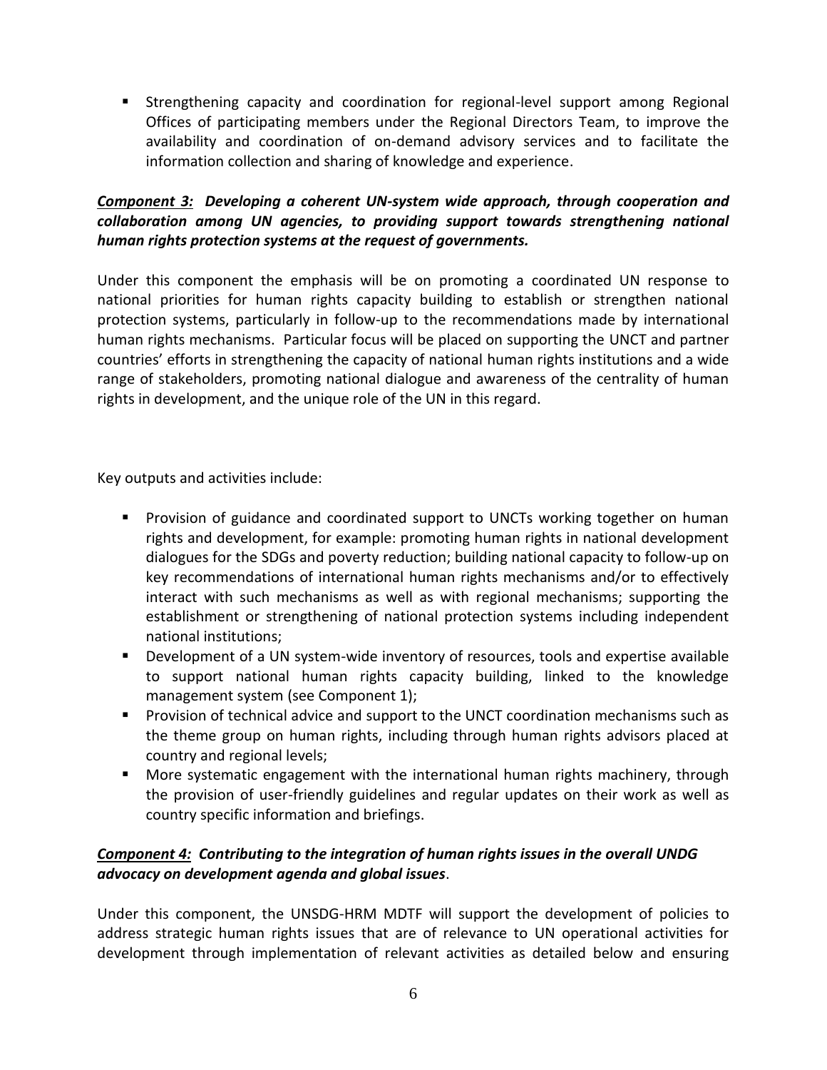- Strengthening capacity and coordination for regional-level support among Regional Offices of participating members under the Regional Directors Team, to improve the availability and coordination of on-demand advisory services and to facilitate the information collection and sharing of knowledge and experience.

***Component 3:* Developing a coherent UN-system wide approach, through cooperation and collaboration among UN agencies, to providing support towards strengthening national human rights protection systems at the request of governments.**

Under this component the emphasis will be on promoting a coordinated UN response to national priorities for human rights capacity building to establish or strengthen national protection systems, particularly in follow-up to the recommendations made by international human rights mechanisms. Particular focus will be placed on supporting the UNCT and partner countries' efforts in strengthening the capacity of national human rights institutions and a wide range of stakeholders, promoting national dialogue and awareness of the centrality of human rights in development, and the unique role of the UN in this regard.

Key outputs and activities include:

- Provision of guidance and coordinated support to UNCTs working together on human rights and development, for example: promoting human rights in national development dialogues for the SDGs and poverty reduction; building national capacity to follow-up on key recommendations of international human rights mechanisms and/or to effectively interact with such mechanisms as well as with regional mechanisms; supporting the establishment or strengthening of national protection systems including independent national institutions;
- Development of a UN system-wide inventory of resources, tools and expertise available to support national human rights capacity building, linked to the knowledge management system (see Component 1);
- Provision of technical advice and support to the UNCT coordination mechanisms such as the theme group on human rights, including through human rights advisors placed at country and regional levels;
- More systematic engagement with the international human rights machinery, through the provision of user-friendly guidelines and regular updates on their work as well as country specific information and briefings.

***Component 4:* Contributing to the integration of human rights issues in the overall UNDG advocacy on development agenda and global issues.**

Under this component, the UNSDG-HRM MDTF will support the development of policies to address strategic human rights issues that are of relevance to UN operational activities for development through implementation of relevant activities as detailed below and ensuring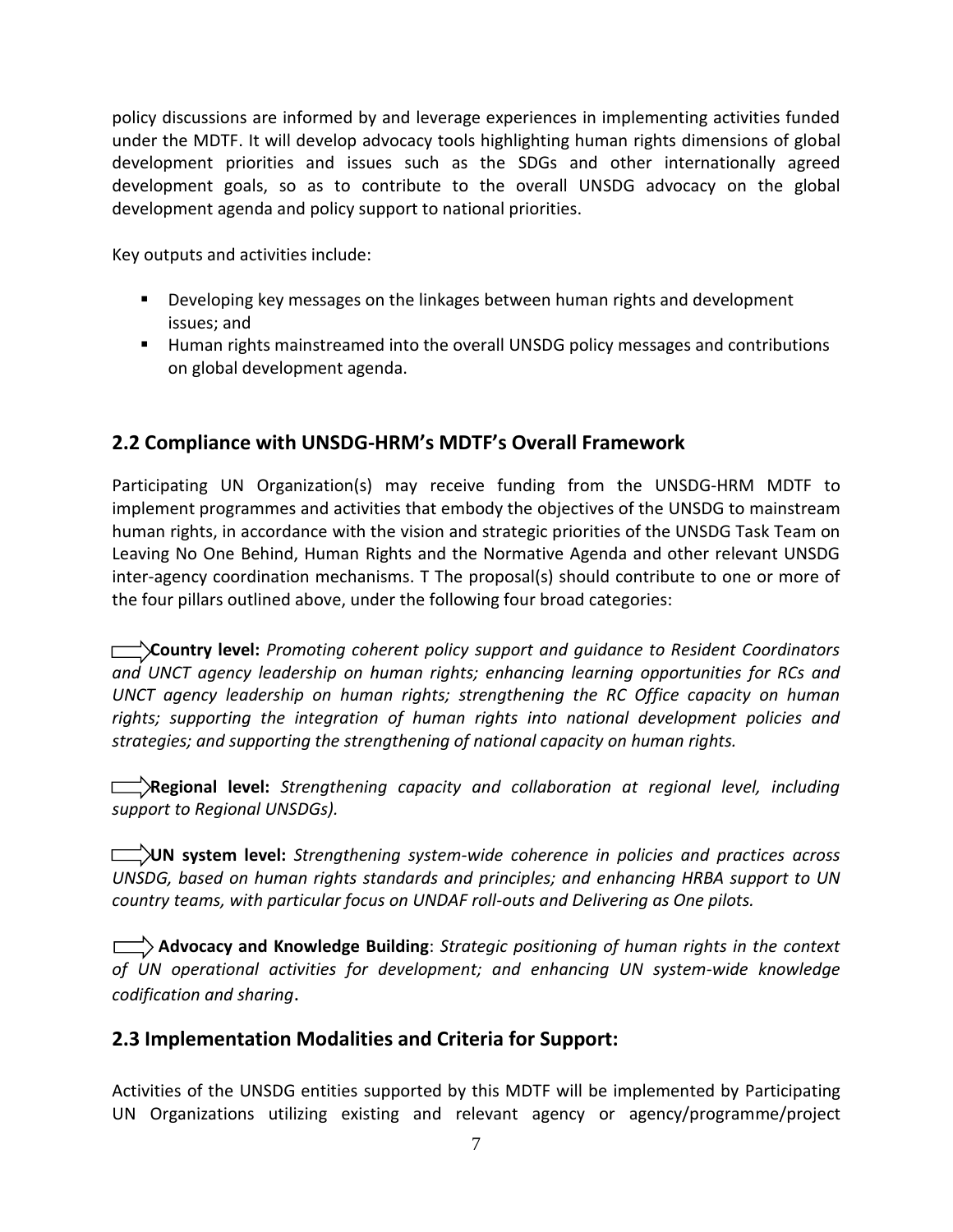policy discussions are informed by and leverage experiences in implementing activities funded under the MDTF. It will develop advocacy tools highlighting human rights dimensions of global development priorities and issues such as the SDGs and other internationally agreed development goals, so as to contribute to the overall UNSDG advocacy on the global development agenda and policy support to national priorities.

Key outputs and activities include:

- Developing key messages on the linkages between human rights and development issues; and
- Human rights mainstreamed into the overall UNSDG policy messages and contributions on global development agenda.

## 2.2 Compliance with UNSDG-HRM's MDTF's Overall Framework

Participating UN Organization(s) may receive funding from the UNSDG-HRM MDTF to implement programmes and activities that embody the objectives of the UNSDG to mainstream human rights, in accordance with the vision and strategic priorities of the UNSDG Task Team on Leaving No One Behind, Human Rights and the Normative Agenda and other relevant UNSDG inter-agency coordination mechanisms. T The proposal(s) should contribute to one or more of the four pillars outlined above, under the following four broad categories:

➡ **Country level:** *Promoting coherent policy support and guidance to Resident Coordinators and UNCT agency leadership on human rights; enhancing learning opportunities for RCs and UNCT agency leadership on human rights; strengthening the RC Office capacity on human rights; supporting the integration of human rights into national development policies and strategies; and supporting the strengthening of national capacity on human rights.*

➡ **Regional level:** *Strengthening capacity and collaboration at regional level, including support to Regional UNSDGs).*

➡ **UN system level:** *Strengthening system-wide coherence in policies and practices across UNSDG, based on human rights standards and principles; and enhancing HRBA support to UN country teams, with particular focus on UNDAF roll-outs and Delivering as One pilots.*

➡ **Advocacy and Knowledge Building**: *Strategic positioning of human rights in the context of UN operational activities for development; and enhancing UN system-wide knowledge codification and sharing*.

## 2.3 Implementation Modalities and Criteria for Support:

Activities of the UNSDG entities supported by this MDTF will be implemented by Participating UN Organizations utilizing existing and relevant agency or agency/programme/project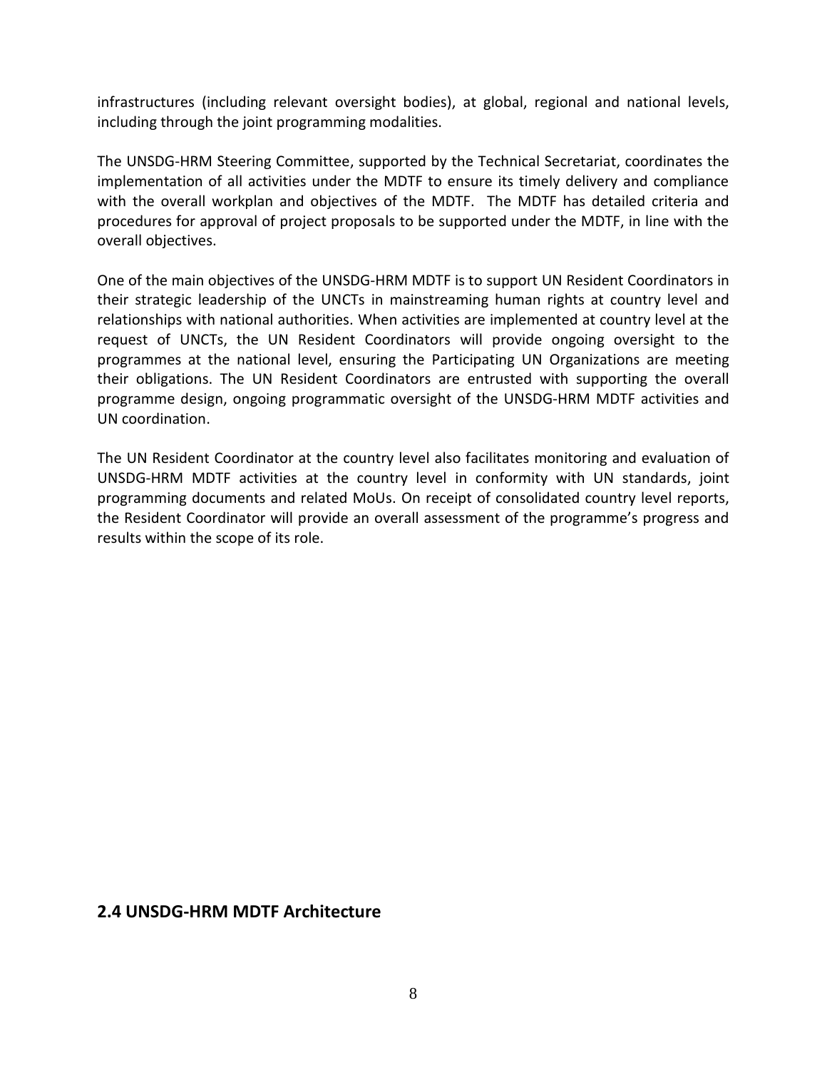infrastructures (including relevant oversight bodies), at global, regional and national levels, including through the joint programming modalities.

The UNSDG-HRM Steering Committee, supported by the Technical Secretariat, coordinates the implementation of all activities under the MDTF to ensure its timely delivery and compliance with the overall workplan and objectives of the MDTF. The MDTF has detailed criteria and procedures for approval of project proposals to be supported under the MDTF, in line with the overall objectives.

One of the main objectives of the UNSDG-HRM MDTF is to support UN Resident Coordinators in their strategic leadership of the UNCTs in mainstreaming human rights at country level and relationships with national authorities. When activities are implemented at country level at the request of UNCTs, the UN Resident Coordinators will provide ongoing oversight to the programmes at the national level, ensuring the Participating UN Organizations are meeting their obligations. The UN Resident Coordinators are entrusted with supporting the overall programme design, ongoing programmatic oversight of the UNSDG-HRM MDTF activities and UN coordination.

The UN Resident Coordinator at the country level also facilitates monitoring and evaluation of UNSDG-HRM MDTF activities at the country level in conformity with UN standards, joint programming documents and related MoUs. On receipt of consolidated country level reports, the Resident Coordinator will provide an overall assessment of the programme's progress and results within the scope of its role.

## 2.4 UNSDG-HRM MDTF Architecture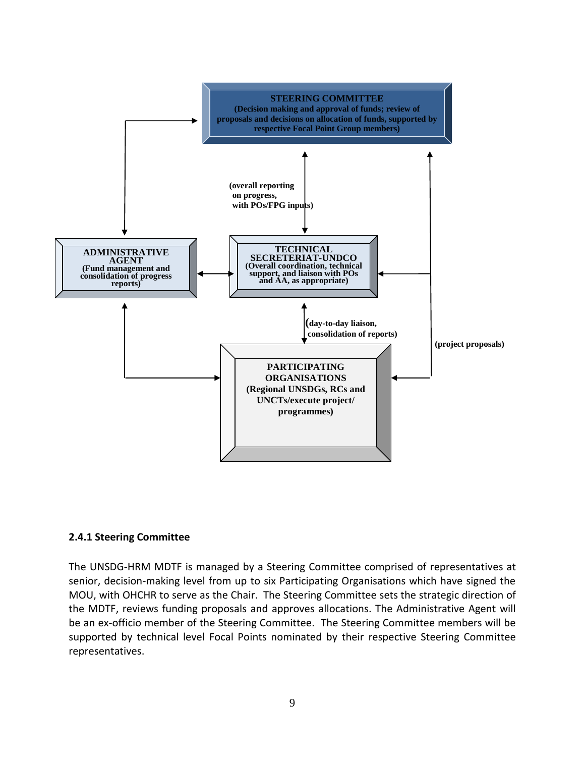**STEERING COMMITTEE**
**(Decision making and approval of funds; review of proposals and decisions on allocation of funds, supported by respective Focal Point Group members)**

**(overall reporting on progress, with POs/FPG inputs)**

**ADMINISTRATIVE AGENT**
**(Fund management and consolidation of progress reports)**

**TECHNICAL SECRETERIAT-UNDCO**
**(Overall coordination, technical support, and liaison with POs and AA, as appropriate)**

**(day-to-day liaison, consolidation of reports)**

**(project proposals)**

**PARTICIPATING ORGANISATIONS**
**(Regional UNSDGs, RCs and UNCTs/execute project/ programmes)**

### 2.4.1 Steering Committee

The UNSDG-HRM MDTF is managed by a Steering Committee comprised of representatives at senior, decision-making level from up to six Participating Organisations which have signed the MOU, with OHCHR to serve as the Chair. The Steering Committee sets the strategic direction of the MDTF, reviews funding proposals and approves allocations. The Administrative Agent will be an ex-officio member of the Steering Committee. The Steering Committee members will be supported by technical level Focal Points nominated by their respective Steering Committee representatives.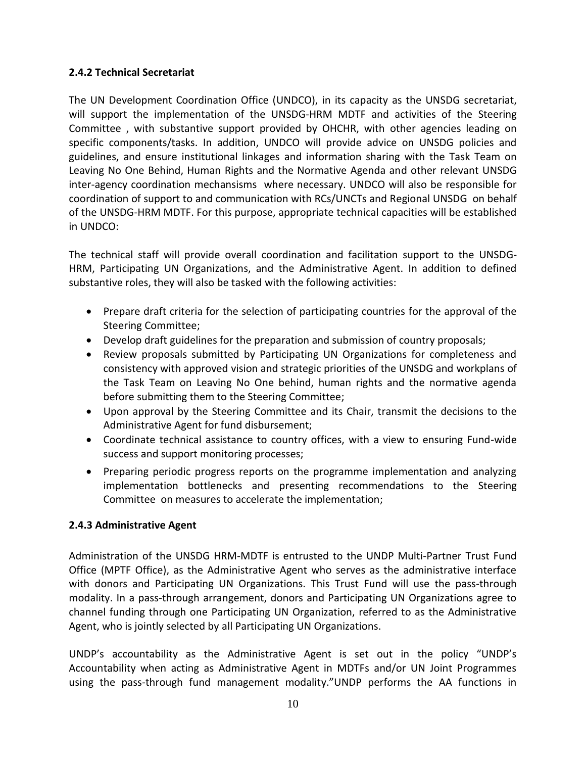### 2.4.2 Technical Secretariat

The UN Development Coordination Office (UNDCO), in its capacity as the UNSDG secretariat, will support the implementation of the UNSDG-HRM MDTF and activities of the Steering Committee , with substantive support provided by OHCHR, with other agencies leading on specific components/tasks. In addition, UNDCO will provide advice on UNSDG policies and guidelines, and ensure institutional linkages and information sharing with the Task Team on Leaving No One Behind, Human Rights and the Normative Agenda and other relevant UNSDG inter-agency coordination mechansisms where necessary. UNDCO will also be responsible for coordination of support to and communication with RCs/UNCTs and Regional UNSDG on behalf of the UNSDG-HRM MDTF. For this purpose, appropriate technical capacities will be established in UNDCO:

The technical staff will provide overall coordination and facilitation support to the UNSDG-HRM, Participating UN Organizations, and the Administrative Agent. In addition to defined substantive roles, they will also be tasked with the following activities:

- Prepare draft criteria for the selection of participating countries for the approval of the Steering Committee;
- Develop draft guidelines for the preparation and submission of country proposals;
- Review proposals submitted by Participating UN Organizations for completeness and consistency with approved vision and strategic priorities of the UNSDG and workplans of the Task Team on Leaving No One behind, human rights and the normative agenda before submitting them to the Steering Committee;
- Upon approval by the Steering Committee and its Chair, transmit the decisions to the Administrative Agent for fund disbursement;
- Coordinate technical assistance to country offices, with a view to ensuring Fund-wide success and support monitoring processes;
- Preparing periodic progress reports on the programme implementation and analyzing implementation bottlenecks and presenting recommendations to the Steering Committee on measures to accelerate the implementation;

### 2.4.3 Administrative Agent

Administration of the UNSDG HRM-MDTF is entrusted to the UNDP Multi-Partner Trust Fund Office (MPTF Office), as the Administrative Agent who serves as the administrative interface with donors and Participating UN Organizations. This Trust Fund will use the pass-through modality. In a pass-through arrangement, donors and Participating UN Organizations agree to channel funding through one Participating UN Organization, referred to as the Administrative Agent, who is jointly selected by all Participating UN Organizations.

UNDP's accountability as the Administrative Agent is set out in the policy "UNDP's Accountability when acting as Administrative Agent in MDTFs and/or UN Joint Programmes using the pass-through fund management modality."UNDP performs the AA functions in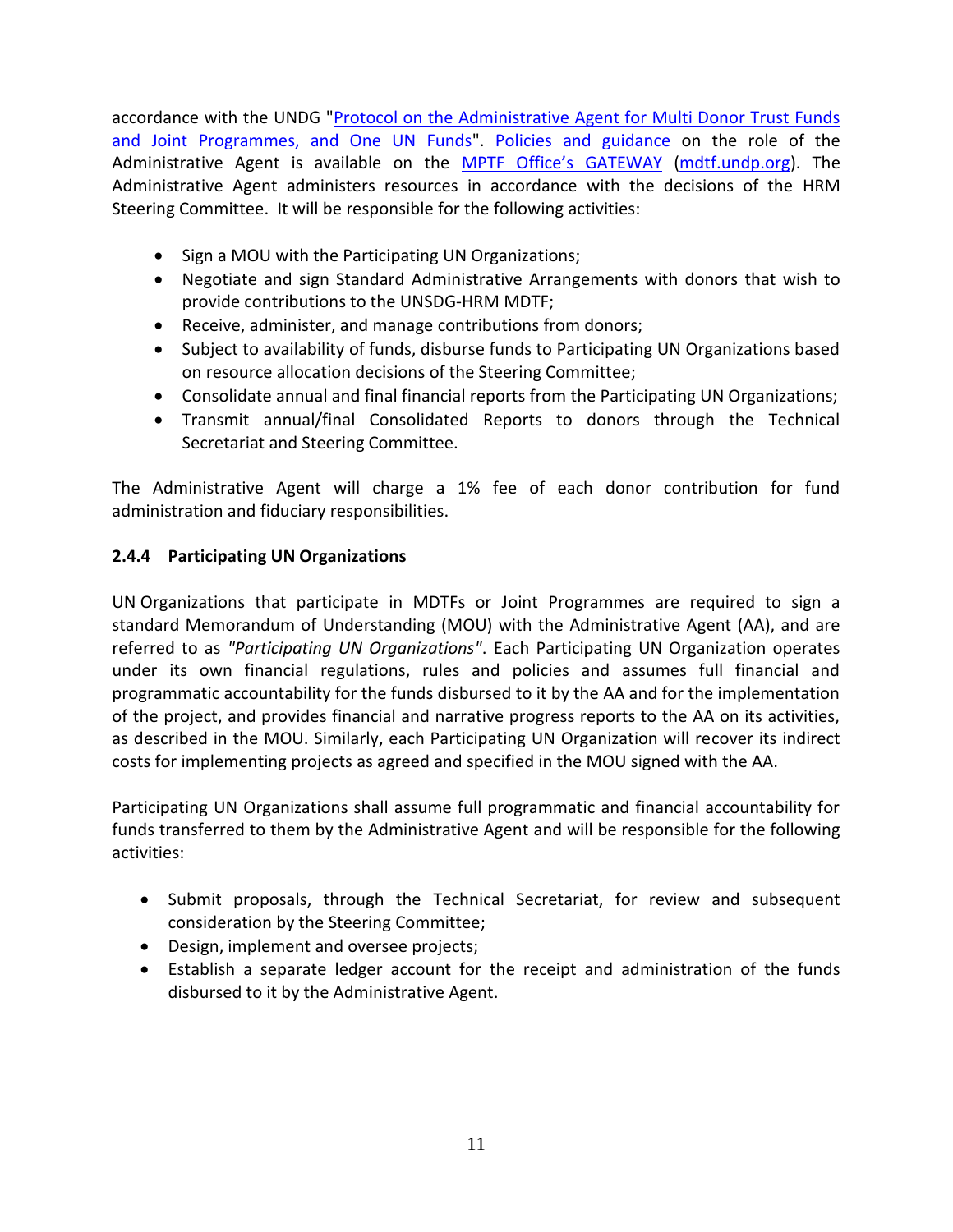accordance with the UNDG "[Protocol on the Administrative Agent for Multi Donor Trust Funds and Joint Programmes, and One UN Funds](#)". [Policies and guidance](#) on the role of the Administrative Agent is available on the [MPTF Office's GATEWAY](#) ([mdtf.undp.org](#)). The Administrative Agent administers resources in accordance with the decisions of the HRM Steering Committee. It will be responsible for the following activities:

- Sign a MOU with the Participating UN Organizations;
- Negotiate and sign Standard Administrative Arrangements with donors that wish to provide contributions to the UNSDG-HRM MDTF;
- Receive, administer, and manage contributions from donors;
- Subject to availability of funds, disburse funds to Participating UN Organizations based on resource allocation decisions of the Steering Committee;
- Consolidate annual and final financial reports from the Participating UN Organizations;
- Transmit annual/final Consolidated Reports to donors through the Technical Secretariat and Steering Committee.

The Administrative Agent will charge a 1% fee of each donor contribution for fund administration and fiduciary responsibilities.

#### 2.4.4 Participating UN Organizations

UN Organizations that participate in MDTFs or Joint Programmes are required to sign a standard Memorandum of Understanding (MOU) with the Administrative Agent (AA), and are referred to as *"Participating UN Organizations"*. Each Participating UN Organization operates under its own financial regulations, rules and policies and assumes full financial and programmatic accountability for the funds disbursed to it by the AA and for the implementation of the project, and provides financial and narrative progress reports to the AA on its activities, as described in the MOU. Similarly, each Participating UN Organization will recover its indirect costs for implementing projects as agreed and specified in the MOU signed with the AA.

Participating UN Organizations shall assume full programmatic and financial accountability for funds transferred to them by the Administrative Agent and will be responsible for the following activities:

- Submit proposals, through the Technical Secretariat, for review and subsequent consideration by the Steering Committee;
- Design, implement and oversee projects;
- Establish a separate ledger account for the receipt and administration of the funds disbursed to it by the Administrative Agent.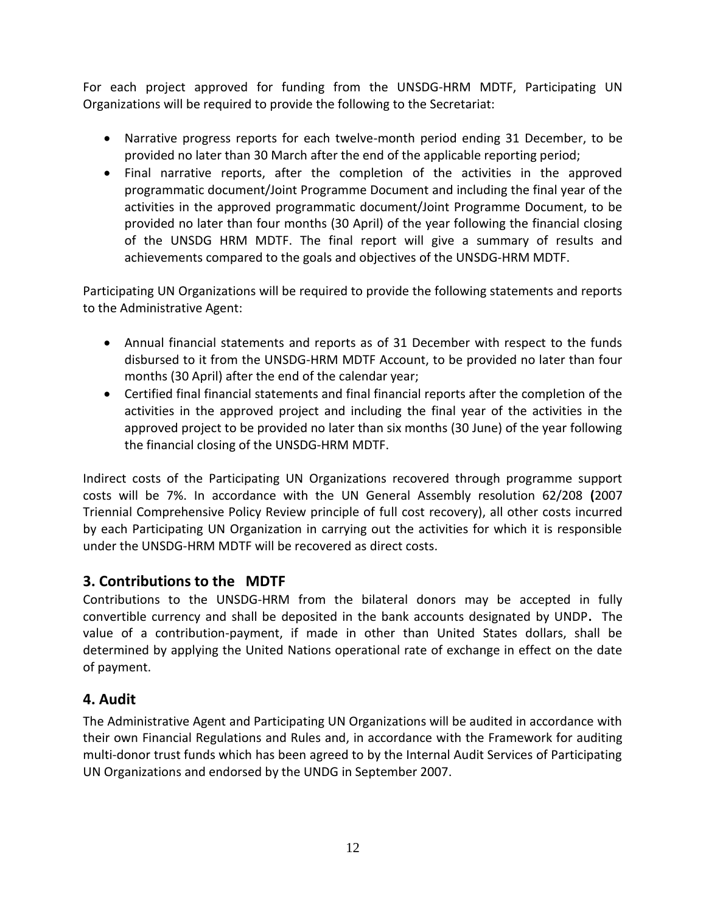For each project approved for funding from the UNSDG-HRM MDTF, Participating UN Organizations will be required to provide the following to the Secretariat:

- Narrative progress reports for each twelve-month period ending 31 December, to be provided no later than 30 March after the end of the applicable reporting period;
- Final narrative reports, after the completion of the activities in the approved programmatic document/Joint Programme Document and including the final year of the activities in the approved programmatic document/Joint Programme Document, to be provided no later than four months (30 April) of the year following the financial closing of the UNSDG HRM MDTF. The final report will give a summary of results and achievements compared to the goals and objectives of the UNSDG-HRM MDTF.

Participating UN Organizations will be required to provide the following statements and reports to the Administrative Agent:

- Annual financial statements and reports as of 31 December with respect to the funds disbursed to it from the UNSDG-HRM MDTF Account, to be provided no later than four months (30 April) after the end of the calendar year;
- Certified final financial statements and final financial reports after the completion of the activities in the approved project and including the final year of the activities in the approved project to be provided no later than six months (30 June) of the year following the financial closing of the UNSDG-HRM MDTF.

Indirect costs of the Participating UN Organizations recovered through programme support costs will be 7%. In accordance with the UN General Assembly resolution 62/208 **(**2007 Triennial Comprehensive Policy Review principle of full cost recovery), all other costs incurred by each Participating UN Organization in carrying out the activities for which it is responsible under the UNSDG-HRM MDTF will be recovered as direct costs.

## 3. Contributions to the MDTF

Contributions to the UNSDG-HRM from the bilateral donors may be accepted in fully convertible currency and shall be deposited in the bank accounts designated by UNDP**.** The value of a contribution-payment, if made in other than United States dollars, shall be determined by applying the United Nations operational rate of exchange in effect on the date of payment.

## 4. Audit

The Administrative Agent and Participating UN Organizations will be audited in accordance with their own Financial Regulations and Rules and, in accordance with the Framework for auditing multi-donor trust funds which has been agreed to by the Internal Audit Services of Participating UN Organizations and endorsed by the UNDG in September 2007.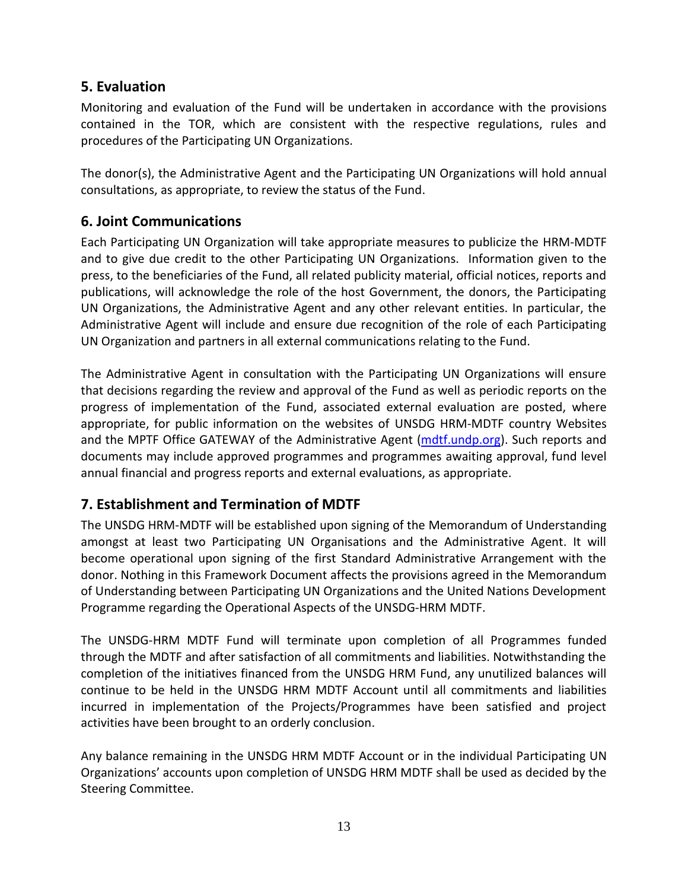## 5. Evaluation

Monitoring and evaluation of the Fund will be undertaken in accordance with the provisions contained in the TOR, which are consistent with the respective regulations, rules and procedures of the Participating UN Organizations.

The donor(s), the Administrative Agent and the Participating UN Organizations will hold annual consultations, as appropriate, to review the status of the Fund.

## 6. Joint Communications

Each Participating UN Organization will take appropriate measures to publicize the HRM-MDTF and to give due credit to the other Participating UN Organizations. Information given to the press, to the beneficiaries of the Fund, all related publicity material, official notices, reports and publications, will acknowledge the role of the host Government, the donors, the Participating UN Organizations, the Administrative Agent and any other relevant entities. In particular, the Administrative Agent will include and ensure due recognition of the role of each Participating UN Organization and partners in all external communications relating to the Fund.

The Administrative Agent in consultation with the Participating UN Organizations will ensure that decisions regarding the review and approval of the Fund as well as periodic reports on the progress of implementation of the Fund, associated external evaluation are posted, where appropriate, for public information on the websites of UNSDG HRM-MDTF country Websites and the MPTF Office GATEWAY of the Administrative Agent ([mdtf.undp.org](http://mdtf.undp.org)). Such reports and documents may include approved programmes and programmes awaiting approval, fund level annual financial and progress reports and external evaluations, as appropriate.

## 7. Establishment and Termination of MDTF

The UNSDG HRM-MDTF will be established upon signing of the Memorandum of Understanding amongst at least two Participating UN Organisations and the Administrative Agent. It will become operational upon signing of the first Standard Administrative Arrangement with the donor. Nothing in this Framework Document affects the provisions agreed in the Memorandum of Understanding between Participating UN Organizations and the United Nations Development Programme regarding the Operational Aspects of the UNSDG-HRM MDTF.

The UNSDG-HRM MDTF Fund will terminate upon completion of all Programmes funded through the MDTF and after satisfaction of all commitments and liabilities. Notwithstanding the completion of the initiatives financed from the UNSDG HRM Fund, any unutilized balances will continue to be held in the UNSDG HRM MDTF Account until all commitments and liabilities incurred in implementation of the Projects/Programmes have been satisfied and project activities have been brought to an orderly conclusion.

Any balance remaining in the UNSDG HRM MDTF Account or in the individual Participating UN Organizations' accounts upon completion of UNSDG HRM MDTF shall be used as decided by the Steering Committee.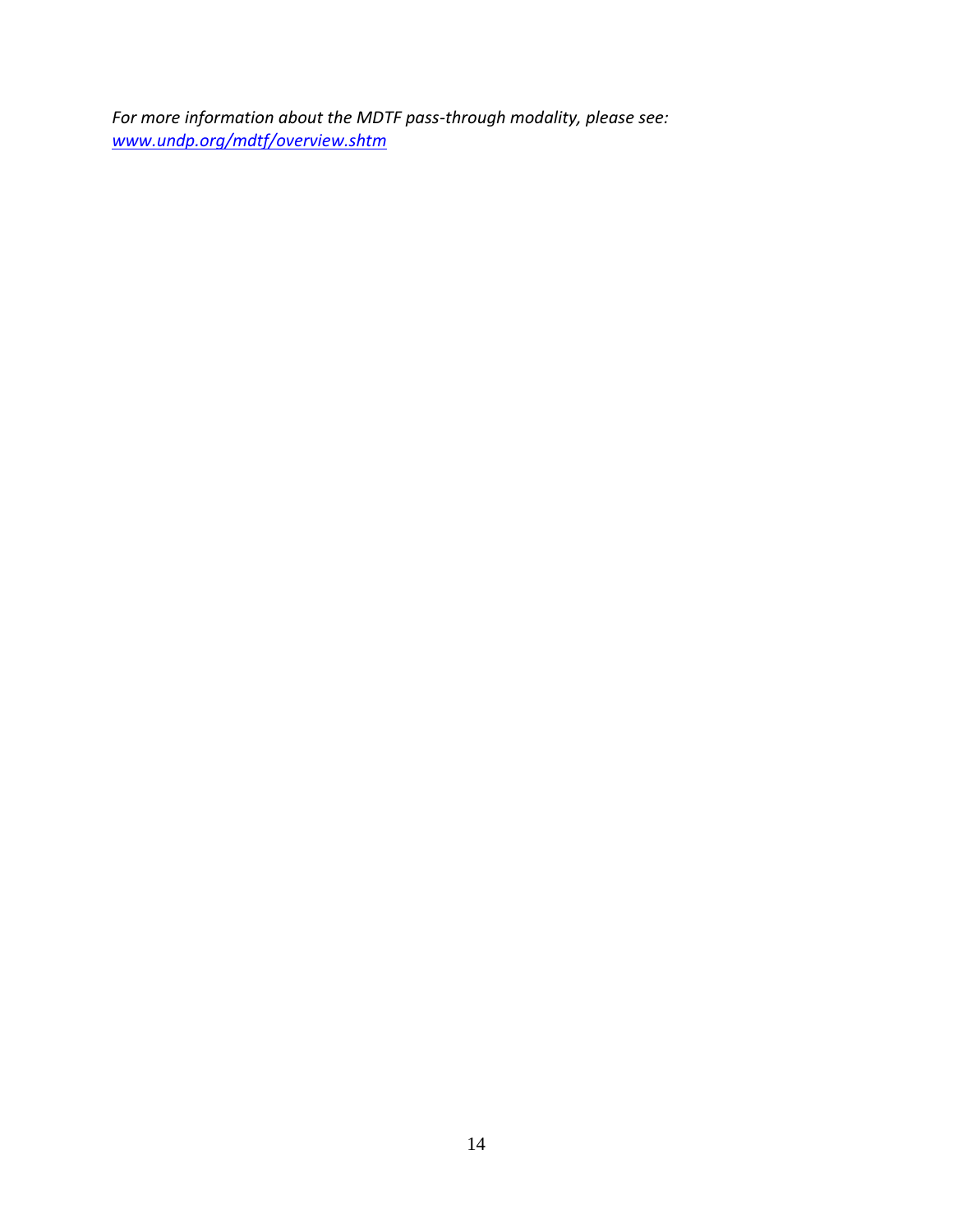*For more information about the MDTF pass-through modality, please see: [www.undp.org/mdtf/overview.shtm](http://www.undp.org/mdtf/overview.shtm)*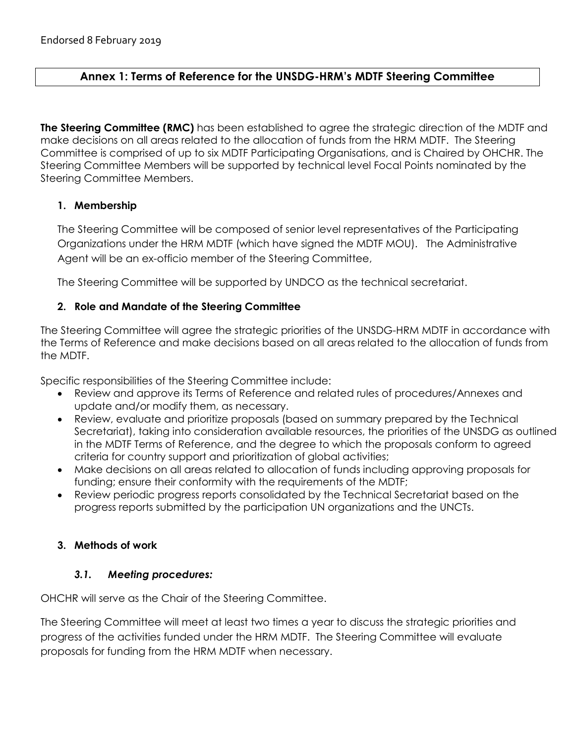Endorsed 8 February 2019

## Annex 1: Terms of Reference for the UNSDG-HRM's MDTF Steering Committee

**The Steering Committee (RMC)** has been established to agree the strategic direction of the MDTF and make decisions on all areas related to the allocation of funds from the HRM MDTF. The Steering Committee is comprised of up to six MDTF Participating Organisations, and is Chaired by OHCHR. The Steering Committee Members will be supported by technical level Focal Points nominated by the Steering Committee Members.

### 1. Membership

The Steering Committee will be composed of senior level representatives of the Participating Organizations under the HRM MDTF (which have signed the MDTF MOU). The Administrative Agent will be an ex-officio member of the Steering Committee,

The Steering Committee will be supported by UNDCO as the technical secretariat.

### 2. Role and Mandate of the Steering Committee

The Steering Committee will agree the strategic priorities of the UNSDG-HRM MDTF in accordance with the Terms of Reference and make decisions based on all areas related to the allocation of funds from the MDTF.

Specific responsibilities of the Steering Committee include:

- Review and approve its Terms of Reference and related rules of procedures/Annexes and update and/or modify them, as necessary.
- Review, evaluate and prioritize proposals (based on summary prepared by the Technical Secretariat), taking into consideration available resources, the priorities of the UNSDG as outlined in the MDTF Terms of Reference, and the degree to which the proposals conform to agreed criteria for country support and prioritization of global activities;
- Make decisions on all areas related to allocation of funds including approving proposals for funding; ensure their conformity with the requirements of the MDTF;
- Review periodic progress reports consolidated by the Technical Secretariat based on the progress reports submitted by the participation UN organizations and the UNCTs.

### 3. Methods of work

#### *3.1. Meeting procedures:*

OHCHR will serve as the Chair of the Steering Committee.

The Steering Committee will meet at least two times a year to discuss the strategic priorities and progress of the activities funded under the HRM MDTF. The Steering Committee will evaluate proposals for funding from the HRM MDTF when necessary.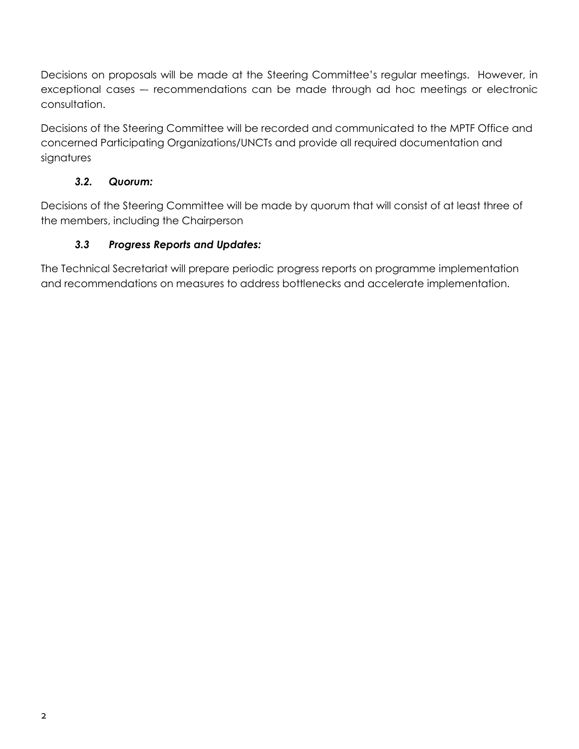Decisions on proposals will be made at the Steering Committee's regular meetings. However, in exceptional cases –- recommendations can be made through ad hoc meetings or electronic consultation.

Decisions of the Steering Committee will be recorded and communicated to the MPTF Office and concerned Participating Organizations/UNCTs and provide all required documentation and signatures

### *3.2. Quorum:*

Decisions of the Steering Committee will be made by quorum that will consist of at least three of the members, including the Chairperson

### *3.3 Progress Reports and Updates:*

The Technical Secretariat will prepare periodic progress reports on programme implementation and recommendations on measures to address bottlenecks and accelerate implementation.